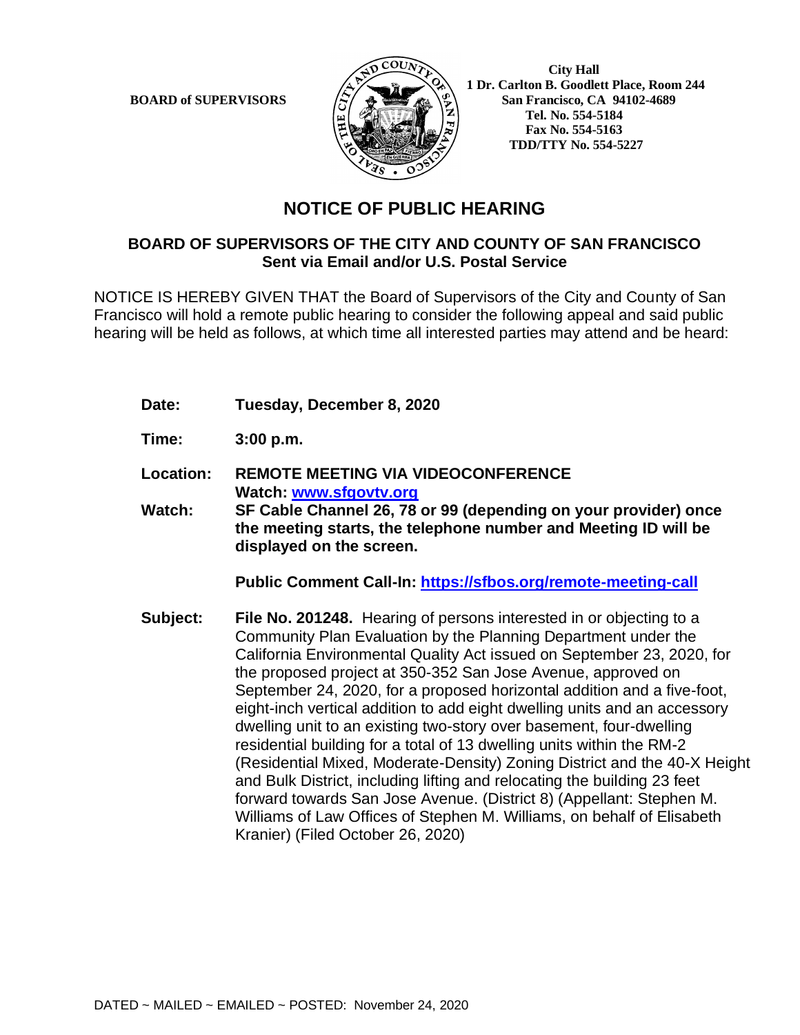**BOARD of SUPERVISORS**

**City Hall**
**1 Dr. Carlton B. Goodlett Place, Room 244**
**San Francisco, CA 94102-4689**
**Tel. No. 554-5184**
**Fax No. 554-5163**
**TDD/TTY No. 554-5227**

# NOTICE OF PUBLIC HEARING

## BOARD OF SUPERVISORS OF THE CITY AND COUNTY OF SAN FRANCISCO
**Sent via Email and/or U.S. Postal Service**

NOTICE IS HEREBY GIVEN THAT the Board of Supervisors of the City and County of San Francisco will hold a remote public hearing to consider the following appeal and said public hearing will be held as follows, at which time all interested parties may attend and be heard:

**Date:** **Tuesday, December 8, 2020**

**Time:** **3:00 p.m.**

**Location:** **REMOTE MEETING VIA VIDEOCONFERENCE**
**Watch: www.sfgovtv.org**

**Watch:** **SF Cable Channel 26, 78 or 99 (depending on your provider) once the meeting starts, the telephone number and Meeting ID will be displayed on the screen.**

**Public Comment Call-In: https://sfbos.org/remote-meeting-call**

**Subject:** **File No. 201248.** Hearing of persons interested in or objecting to a Community Plan Evaluation by the Planning Department under the California Environmental Quality Act issued on September 23, 2020, for the proposed project at 350-352 San Jose Avenue, approved on September 24, 2020, for a proposed horizontal addition and a five-foot, eight-inch vertical addition to add eight dwelling units and an accessory dwelling unit to an existing two-story over basement, four-dwelling residential building for a total of 13 dwelling units within the RM-2 (Residential Mixed, Moderate-Density) Zoning District and the 40-X Height and Bulk District, including lifting and relocating the building 23 feet forward towards San Jose Avenue. (District 8) (Appellant: Stephen M. Williams of Law Offices of Stephen M. Williams, on behalf of Elisabeth Kranier) (Filed October 26, 2020)

DATED ~ MAILED ~ EMAILED ~ POSTED: November 24, 2020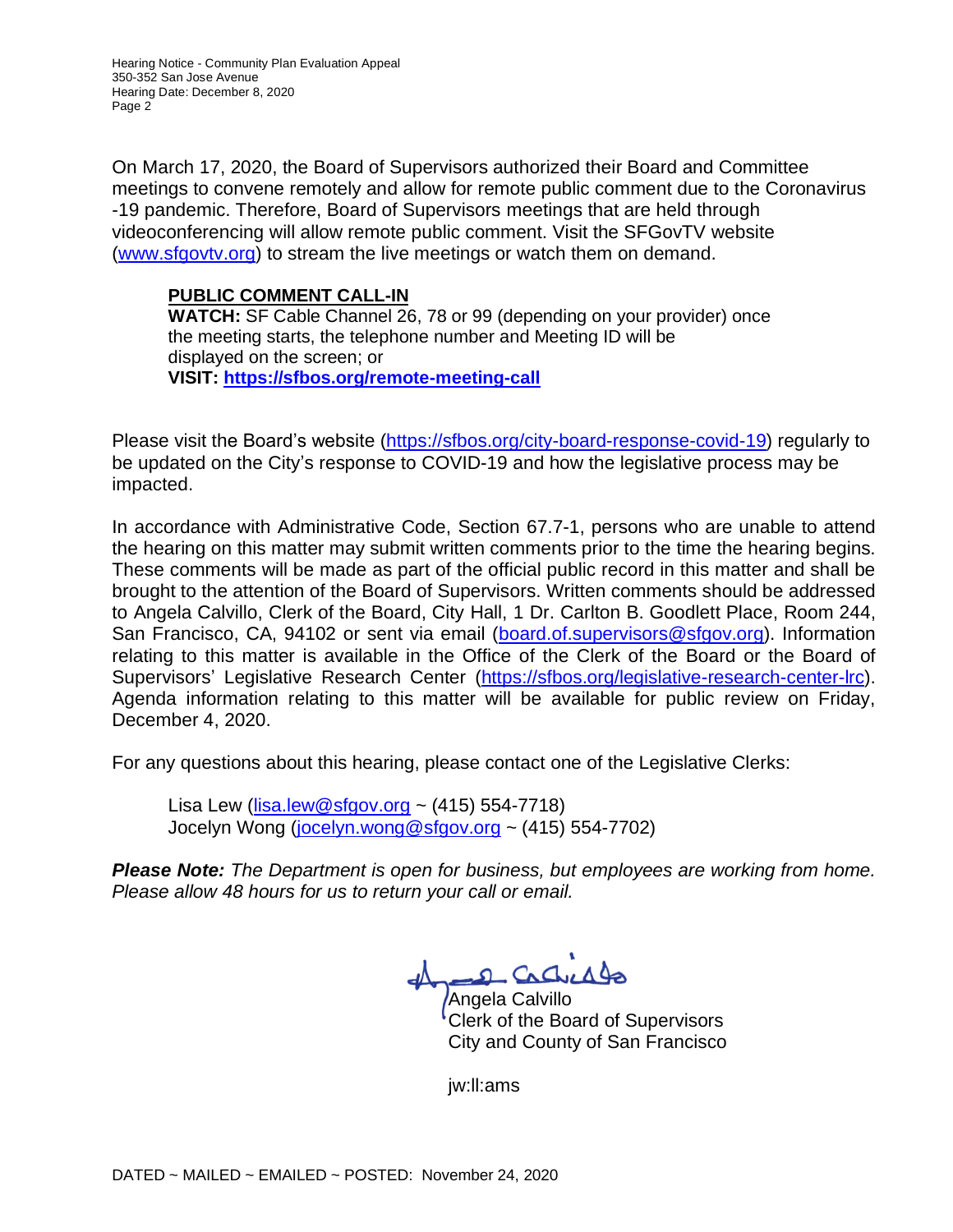On March 17, 2020, the Board of Supervisors authorized their Board and Committee meetings to convene remotely and allow for remote public comment due to the Coronavirus -19 pandemic. Therefore, Board of Supervisors meetings that are held through videoconferencing will allow remote public comment. Visit the SFGovTV website (www.sfgovtv.org) to stream the live meetings or watch them on demand.

**PUBLIC COMMENT CALL-IN**
**WATCH:** SF Cable Channel 26, 78 or 99 (depending on your provider) once the meeting starts, the telephone number and Meeting ID will be displayed on the screen; or
**VISIT: https://sfbos.org/remote-meeting-call**

Please visit the Board's website (https://sfbos.org/city-board-response-covid-19) regularly to be updated on the City's response to COVID-19 and how the legislative process may be impacted.

In accordance with Administrative Code, Section 67.7-1, persons who are unable to attend the hearing on this matter may submit written comments prior to the time the hearing begins. These comments will be made as part of the official public record in this matter and shall be brought to the attention of the Board of Supervisors. Written comments should be addressed to Angela Calvillo, Clerk of the Board, City Hall, 1 Dr. Carlton B. Goodlett Place, Room 244, San Francisco, CA, 94102 or sent via email (board.of.supervisors@sfgov.org). Information relating to this matter is available in the Office of the Clerk of the Board or the Board of Supervisors' Legislative Research Center (https://sfbos.org/legislative-research-center-lrc). Agenda information relating to this matter will be available for public review on Friday, December 4, 2020.

For any questions about this hearing, please contact one of the Legislative Clerks:

Lisa Lew (lisa.lew@sfgov.org ~ (415) 554-7718)
Jocelyn Wong (jocelyn.wong@sfgov.org ~ (415) 554-7702)

***Please Note:*** *The Department is open for business, but employees are working from home. Please allow 48 hours for us to return your call or email.*

Angela Calvillo
Clerk of the Board of Supervisors
City and County of San Francisco

jw:ll:ams

DATED ~ MAILED ~ EMAILED ~ POSTED: November 24, 2020